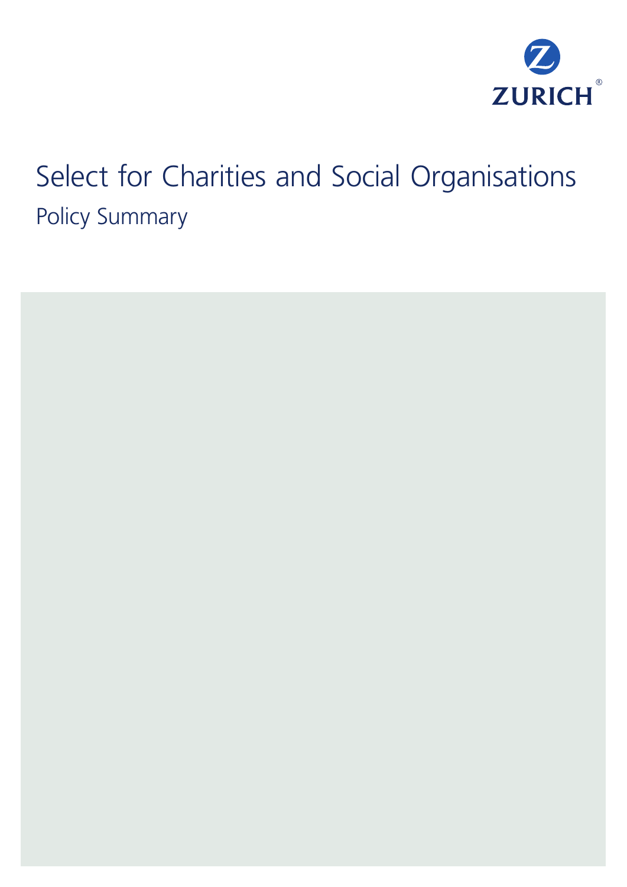ZURICH

# Select for Charities and Social Organisations

## Policy Summary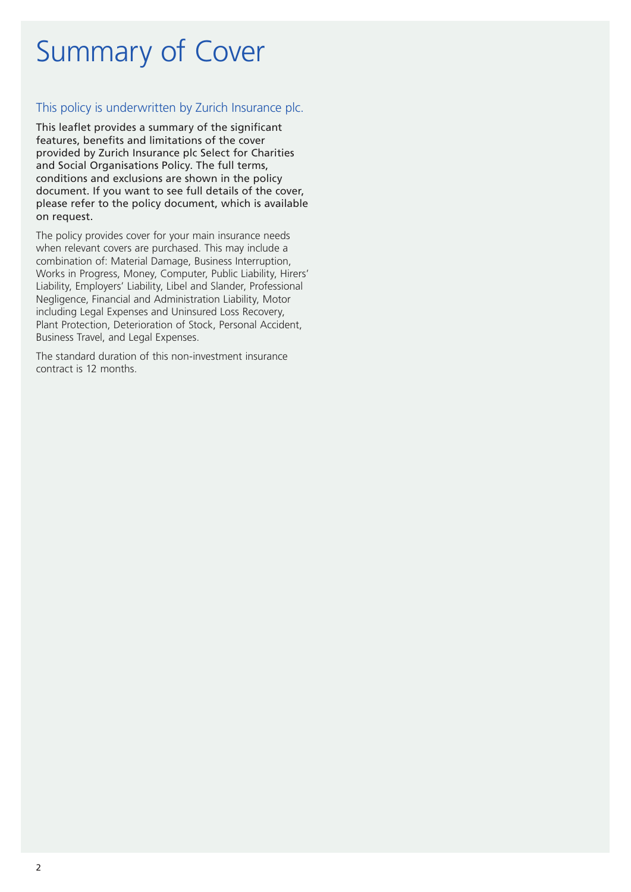# Summary of Cover

## This policy is underwritten by Zurich Insurance plc.

This leaflet provides a summary of the significant features, benefits and limitations of the cover provided by Zurich Insurance plc Select for Charities and Social Organisations Policy. The full terms, conditions and exclusions are shown in the policy document. If you want to see full details of the cover, please refer to the policy document, which is available on request.

The policy provides cover for your main insurance needs when relevant covers are purchased. This may include a combination of: Material Damage, Business Interruption, Works in Progress, Money, Computer, Public Liability, Hirers' Liability, Employers' Liability, Libel and Slander, Professional Negligence, Financial and Administration Liability, Motor including Legal Expenses and Uninsured Loss Recovery, Plant Protection, Deterioration of Stock, Personal Accident, Business Travel, and Legal Expenses.

The standard duration of this non-investment insurance contract is 12 months.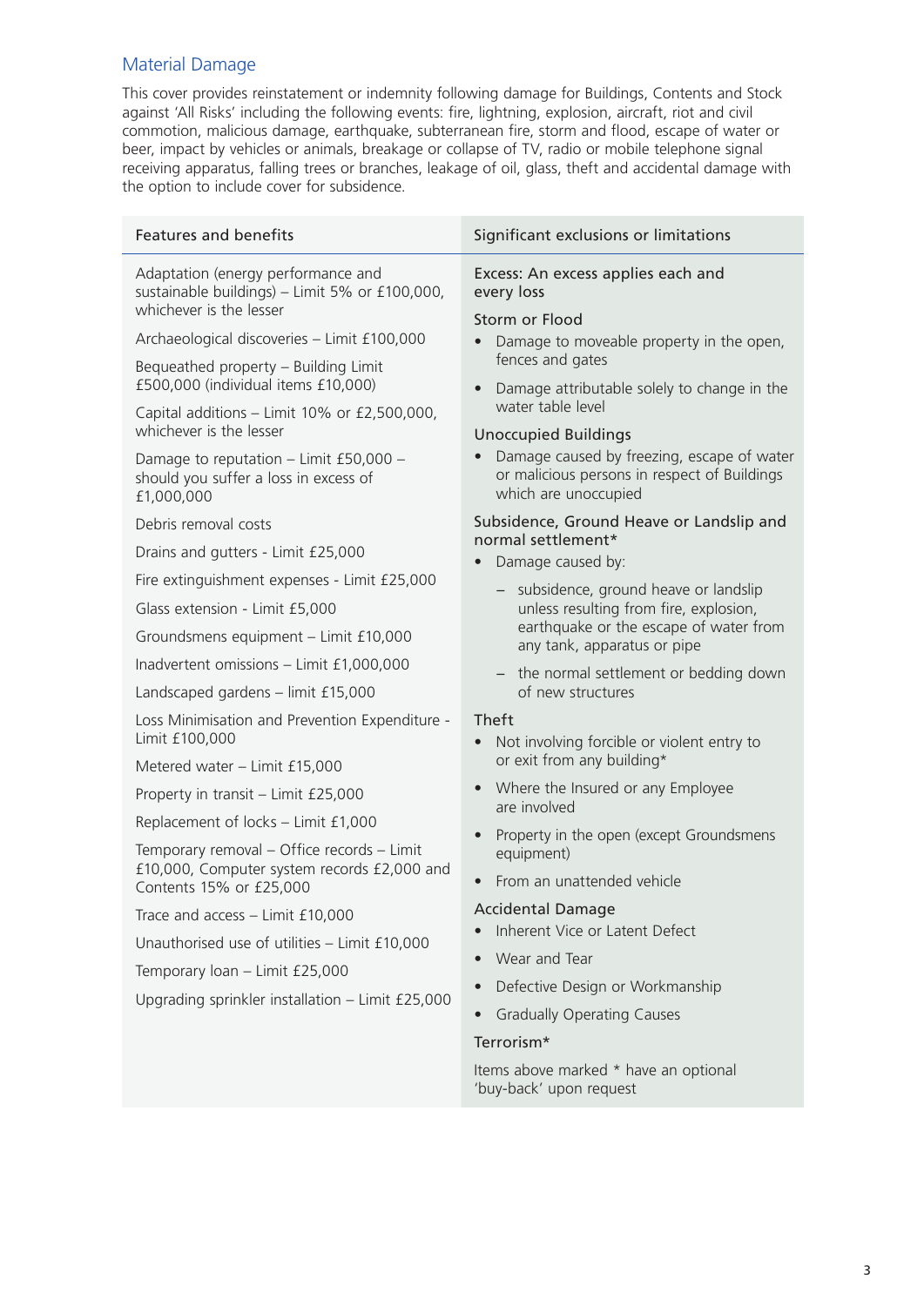## Material Damage

This cover provides reinstatement or indemnity following damage for Buildings, Contents and Stock against 'All Risks' including the following events: fire, lightning, explosion, aircraft, riot and civil commotion, malicious damage, earthquake, subterranean fire, storm and flood, escape of water or beer, impact by vehicles or animals, breakage or collapse of TV, radio or mobile telephone signal receiving apparatus, falling trees or branches, leakage of oil, glass, theft and accidental damage with the option to include cover for subsidence.

| Features and benefits | Significant exclusions or limitations |
|---|---|
| Adaptation (energy performance and sustainable buildings) – Limit 5% or £100,000, whichever is the lesser<br><br>Archaeological discoveries – Limit £100,000<br><br>Bequeathed property – Building Limit £500,000 (individual items £10,000)<br><br>Capital additions – Limit 10% or £2,500,000, whichever is the lesser<br><br>Damage to reputation – Limit £50,000 – should you suffer a loss in excess of £1,000,000<br><br>Debris removal costs<br><br>Drains and gutters - Limit £25,000<br><br>Fire extinguishment expenses - Limit £25,000<br><br>Glass extension - Limit £5,000<br><br>Groundsmens equipment – Limit £10,000<br><br>Inadvertent omissions – Limit £1,000,000<br><br>Landscaped gardens – limit £15,000<br><br>Loss Minimisation and Prevention Expenditure - Limit £100,000<br><br>Metered water – Limit £15,000<br><br>Property in transit – Limit £25,000<br><br>Replacement of locks – Limit £1,000<br><br>Temporary removal – Office records – Limit £10,000, Computer system records £2,000 and Contents 15% or £25,000<br><br>Trace and access – Limit £10,000<br><br>Unauthorised use of utilities – Limit £10,000<br><br>Temporary loan – Limit £25,000<br><br>Upgrading sprinkler installation – Limit £25,000 | Excess: An excess applies each and every loss<br><br>Storm or Flood<br>• Damage to moveable property in the open, fences and gates<br>• Damage attributable solely to change in the water table level<br><br>Unoccupied Buildings<br>• Damage caused by freezing, escape of water or malicious persons in respect of Buildings which are unoccupied<br><br>Subsidence, Ground Heave or Landslip and normal settlement*<br>• Damage caused by:<br>&nbsp;&nbsp;– subsidence, ground heave or landslip unless resulting from fire, explosion, earthquake or the escape of water from any tank, apparatus or pipe<br>&nbsp;&nbsp;– the normal settlement or bedding down of new structures<br><br>Theft<br>• Not involving forcible or violent entry to or exit from any building*<br>• Where the Insured or any Employee are involved<br>• Property in the open (except Groundsmens equipment)<br>• From an unattended vehicle<br><br>Accidental Damage<br>• Inherent Vice or Latent Defect<br>• Wear and Tear<br>• Defective Design or Workmanship<br>• Gradually Operating Causes<br><br>Terrorism*<br><br>Items above marked * have an optional 'buy-back' upon request |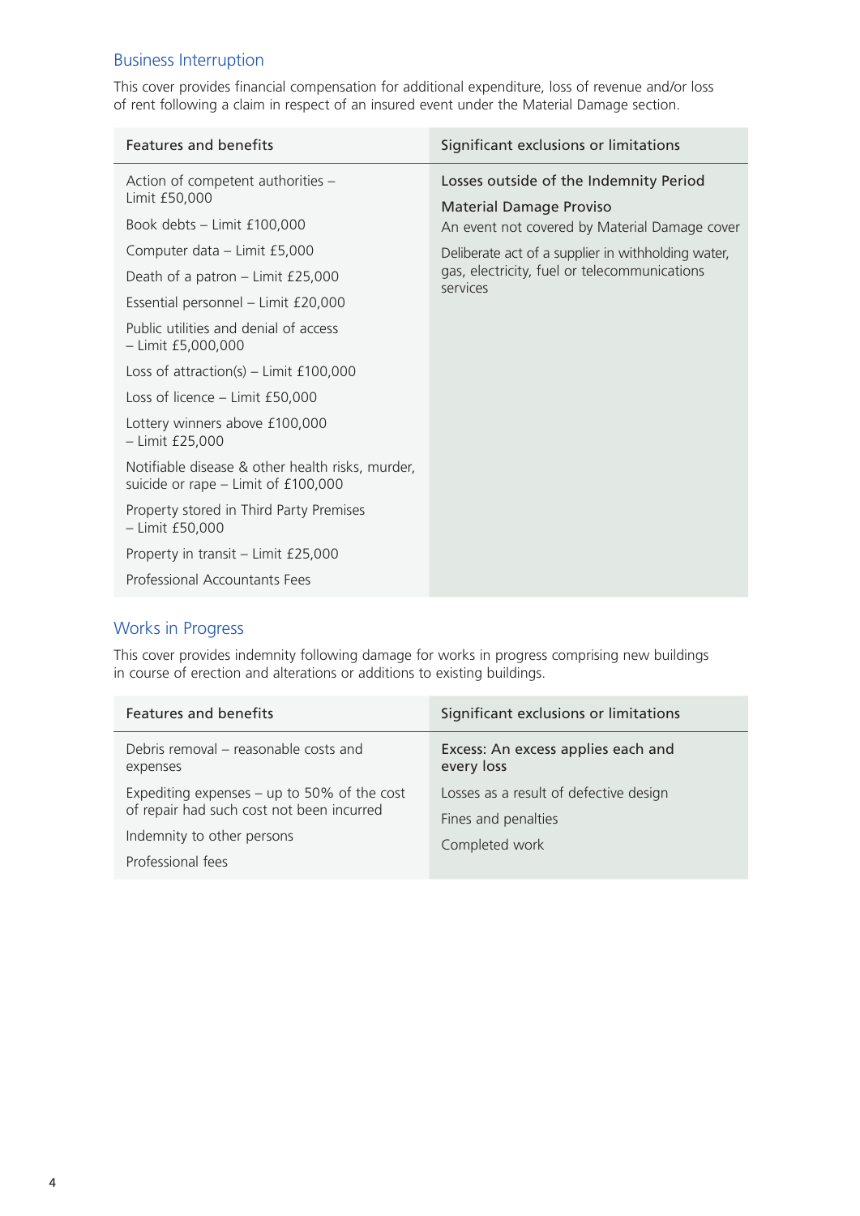## Business Interruption

This cover provides financial compensation for additional expenditure, loss of revenue and/or loss of rent following a claim in respect of an insured event under the Material Damage section.

| Features and benefits | Significant exclusions or limitations |
|---|---|
| Action of competent authorities – Limit £50,000 | Losses outside of the Indemnity Period |
| Book debts – Limit £100,000 | Material Damage Proviso<br>An event not covered by Material Damage cover |
| Computer data – Limit £5,000 | Deliberate act of a supplier in withholding water, gas, electricity, fuel or telecommunications services |
| Death of a patron – Limit £25,000 | |
| Essential personnel – Limit £20,000 | |
| Public utilities and denial of access – Limit £5,000,000 | |
| Loss of attraction(s) – Limit £100,000 | |
| Loss of licence – Limit £50,000 | |
| Lottery winners above £100,000 – Limit £25,000 | |
| Notifiable disease & other health risks, murder, suicide or rape – Limit of £100,000 | |
| Property stored in Third Party Premises – Limit £50,000 | |
| Property in transit – Limit £25,000 | |
| Professional Accountants Fees | |

## Works in Progress

This cover provides indemnity following damage for works in progress comprising new buildings in course of erection and alterations or additions to existing buildings.

| Features and benefits | Significant exclusions or limitations |
|---|---|
| Debris removal – reasonable costs and expenses | Excess: An excess applies each and every loss |
| Expediting expenses – up to 50% of the cost of repair had such cost not been incurred | Losses as a result of defective design |
| Indemnity to other persons | Fines and penalties |
| Professional fees | Completed work |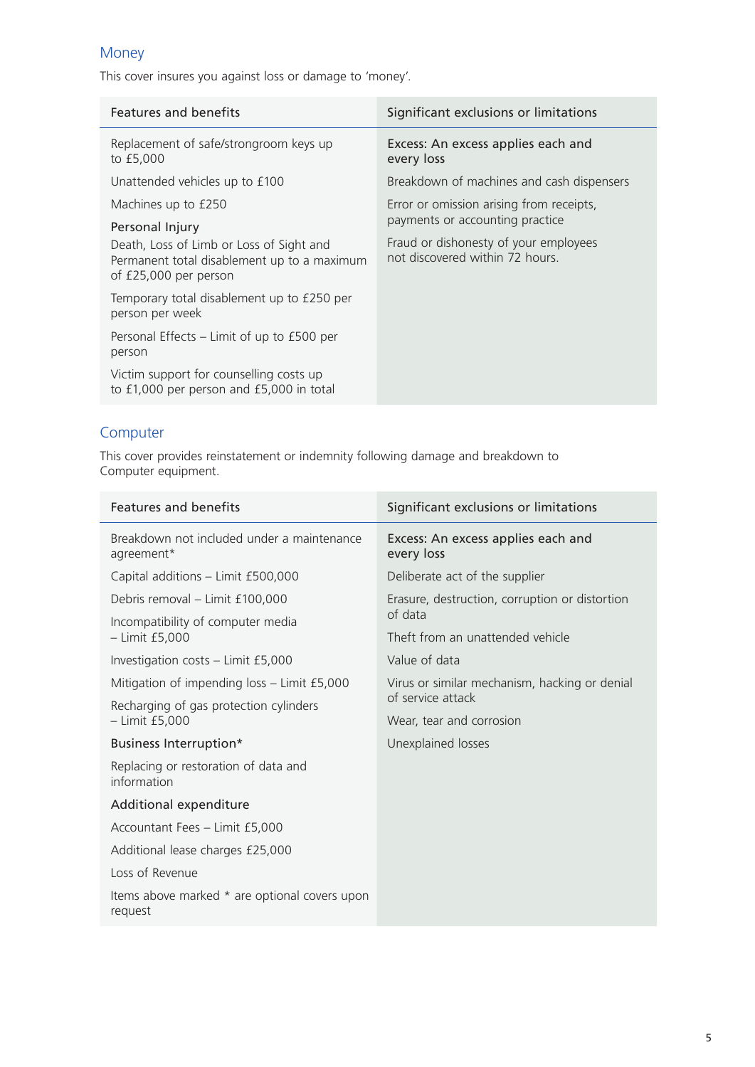## Money

This cover insures you against loss or damage to 'money'.

| Features and benefits | Significant exclusions or limitations |
|---|---|
| Replacement of safe/strongroom keys up to £5,000 | Excess: An excess applies each and every loss |
| Unattended vehicles up to £100 | Breakdown of machines and cash dispensers |
| Machines up to £250 | Error or omission arising from receipts, payments or accounting practice |
| **Personal Injury** | Fraud or dishonesty of your employees not discovered within 72 hours. |
| Death, Loss of Limb or Loss of Sight and Permanent total disablement up to a maximum of £25,000 per person | |
| Temporary total disablement up to £250 per person per week | |
| Personal Effects – Limit of up to £500 per person | |
| Victim support for counselling costs up to £1,000 per person and £5,000 in total | |

## Computer

This cover provides reinstatement or indemnity following damage and breakdown to Computer equipment.

| Features and benefits | Significant exclusions or limitations |
|---|---|
| Breakdown not included under a maintenance agreement* | Excess: An excess applies each and every loss |
| Capital additions – Limit £500,000 | Deliberate act of the supplier |
| Debris removal – Limit £100,000 | Erasure, destruction, corruption or distortion of data |
| Incompatibility of computer media – Limit £5,000 | Theft from an unattended vehicle |
| Investigation costs – Limit £5,000 | Value of data |
| Mitigation of impending loss – Limit £5,000 | Virus or similar mechanism, hacking or denial of service attack |
| Recharging of gas protection cylinders – Limit £5,000 | Wear, tear and corrosion |
| **Business Interruption*** | Unexplained losses |
| Replacing or restoration of data and information | |
| **Additional expenditure** | |
| Accountant Fees – Limit £5,000 | |
| Additional lease charges £25,000 | |
| Loss of Revenue | |
| Items above marked * are optional covers upon request | |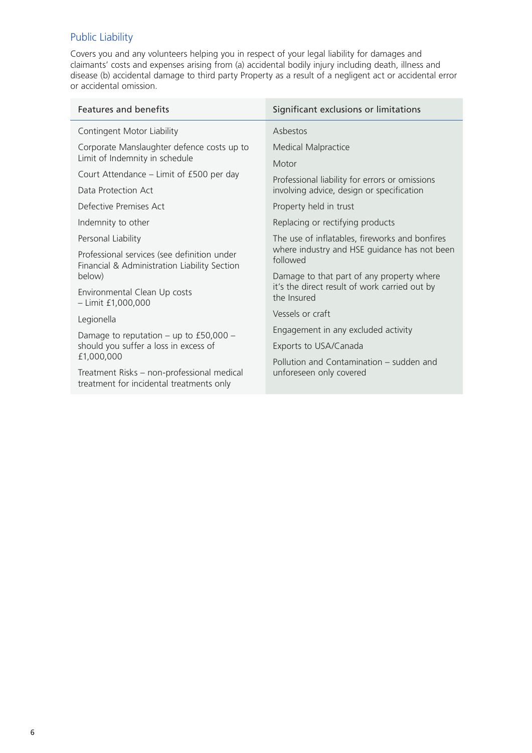## Public Liability

Covers you and any volunteers helping you in respect of your legal liability for damages and claimants' costs and expenses arising from (a) accidental bodily injury including death, illness and disease (b) accidental damage to third party Property as a result of a negligent act or accidental error or accidental omission.

| Features and benefits | Significant exclusions or limitations |
|---|---|
| Contingent Motor Liability | Asbestos |
| Corporate Manslaughter defence costs up to Limit of Indemnity in schedule | Medical Malpractice |
| Court Attendance – Limit of £500 per day | Motor |
| Data Protection Act | Professional liability for errors or omissions involving advice, design or specification |
| Defective Premises Act | Property held in trust |
| Indemnity to other | Replacing or rectifying products |
| Personal Liability | The use of inflatables, fireworks and bonfires where industry and HSE guidance has not been followed |
| Professional services (see definition under Financial & Administration Liability Section below) | Damage to that part of any property where it's the direct result of work carried out by the Insured |
| Environmental Clean Up costs – Limit £1,000,000 | Vessels or craft |
| Legionella | Engagement in any excluded activity |
| Damage to reputation – up to £50,000 – should you suffer a loss in excess of £1,000,000 | Exports to USA/Canada |
| Treatment Risks – non-professional medical treatment for incidental treatments only | Pollution and Contamination – sudden and unforeseen only covered |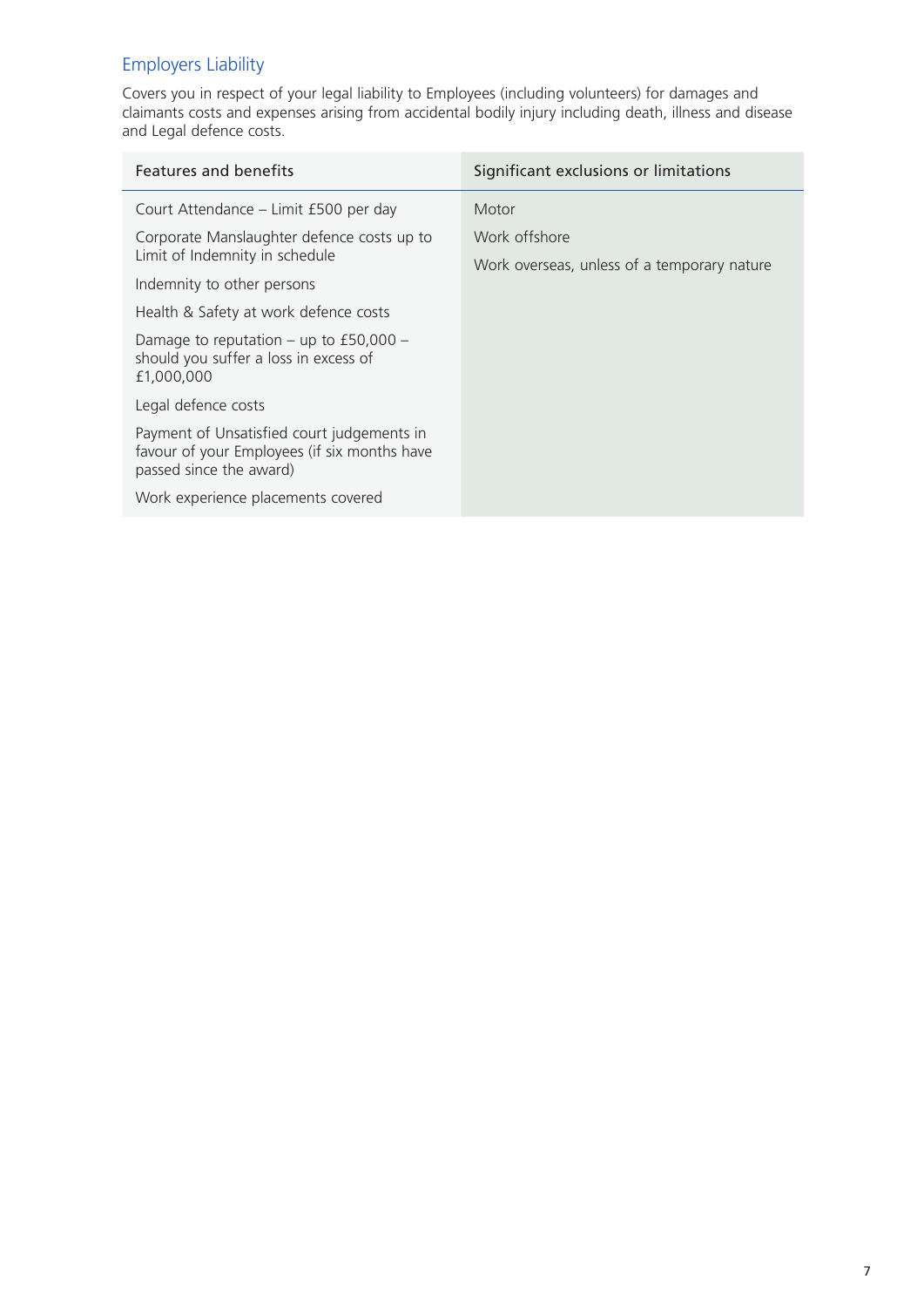## Employers Liability

Covers you in respect of your legal liability to Employees (including volunteers) for damages and claimants costs and expenses arising from accidental bodily injury including death, illness and disease and Legal defence costs.

| Features and benefits | Significant exclusions or limitations |
| --- | --- |
| Court Attendance – Limit £500 per day | Motor |
| Corporate Manslaughter defence costs up to Limit of Indemnity in schedule | Work offshore |
| Indemnity to other persons | Work overseas, unless of a temporary nature |
| Health & Safety at work defence costs | |
| Damage to reputation – up to £50,000 – should you suffer a loss in excess of £1,000,000 | |
| Legal defence costs | |
| Payment of Unsatisfied court judgements in favour of your Employees (if six months have passed since the award) | |
| Work experience placements covered | |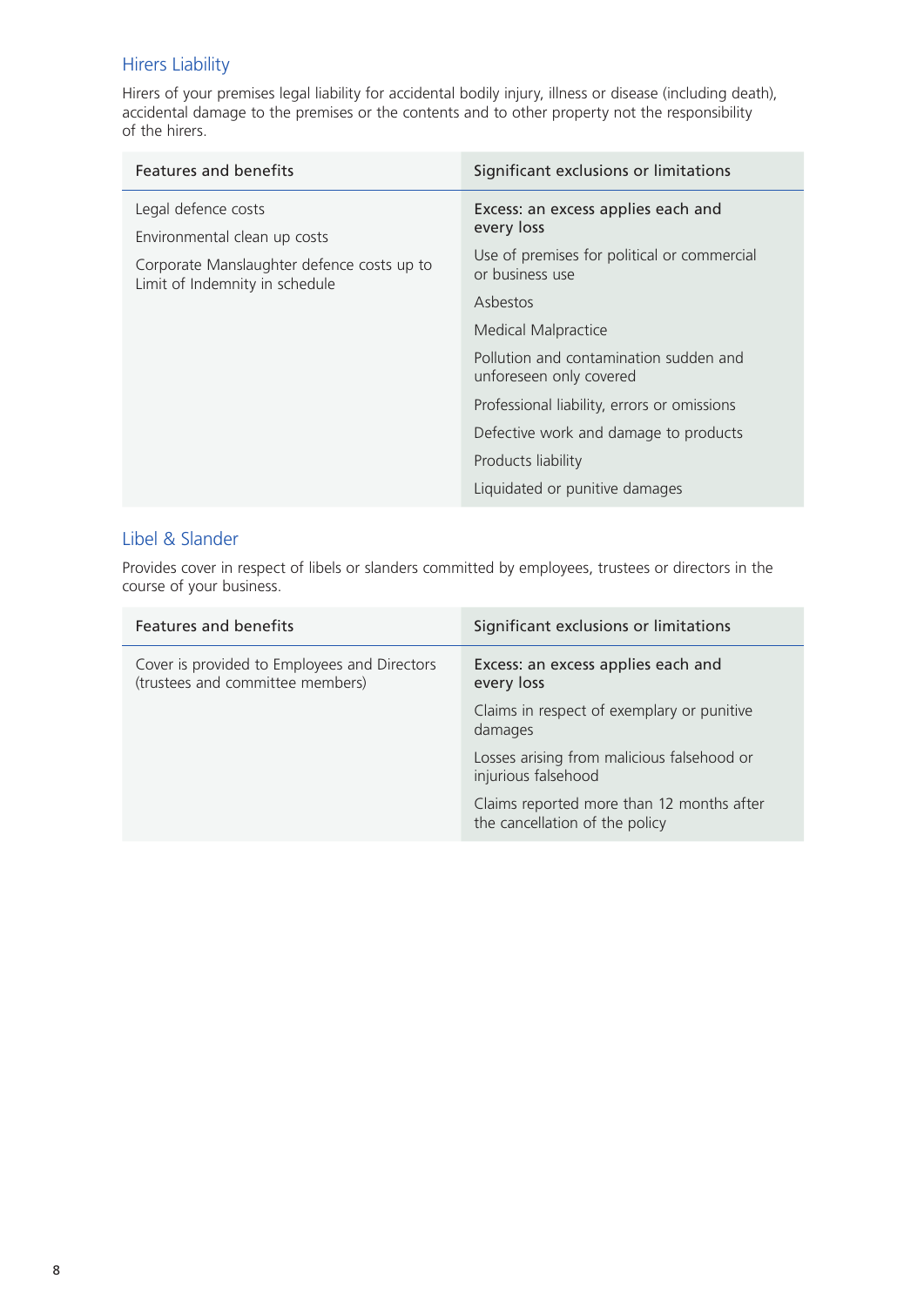## Hirers Liability

Hirers of your premises legal liability for accidental bodily injury, illness or disease (including death), accidental damage to the premises or the contents and to other property not the responsibility of the hirers.

| Features and benefits | Significant exclusions or limitations |
|---|---|
| Legal defence costs<br>Environmental clean up costs<br>Corporate Manslaughter defence costs up to Limit of Indemnity in schedule | Excess: an excess applies each and every loss<br>Use of premises for political or commercial or business use<br>Asbestos<br>Medical Malpractice<br>Pollution and contamination sudden and unforeseen only covered<br>Professional liability, errors or omissions<br>Defective work and damage to products<br>Products liability<br>Liquidated or punitive damages |

## Libel & Slander

Provides cover in respect of libels or slanders committed by employees, trustees or directors in the course of your business.

| Features and benefits | Significant exclusions or limitations |
|---|---|
| Cover is provided to Employees and Directors (trustees and committee members) | Excess: an excess applies each and every loss<br>Claims in respect of exemplary or punitive damages<br>Losses arising from malicious falsehood or injurious falsehood<br>Claims reported more than 12 months after the cancellation of the policy |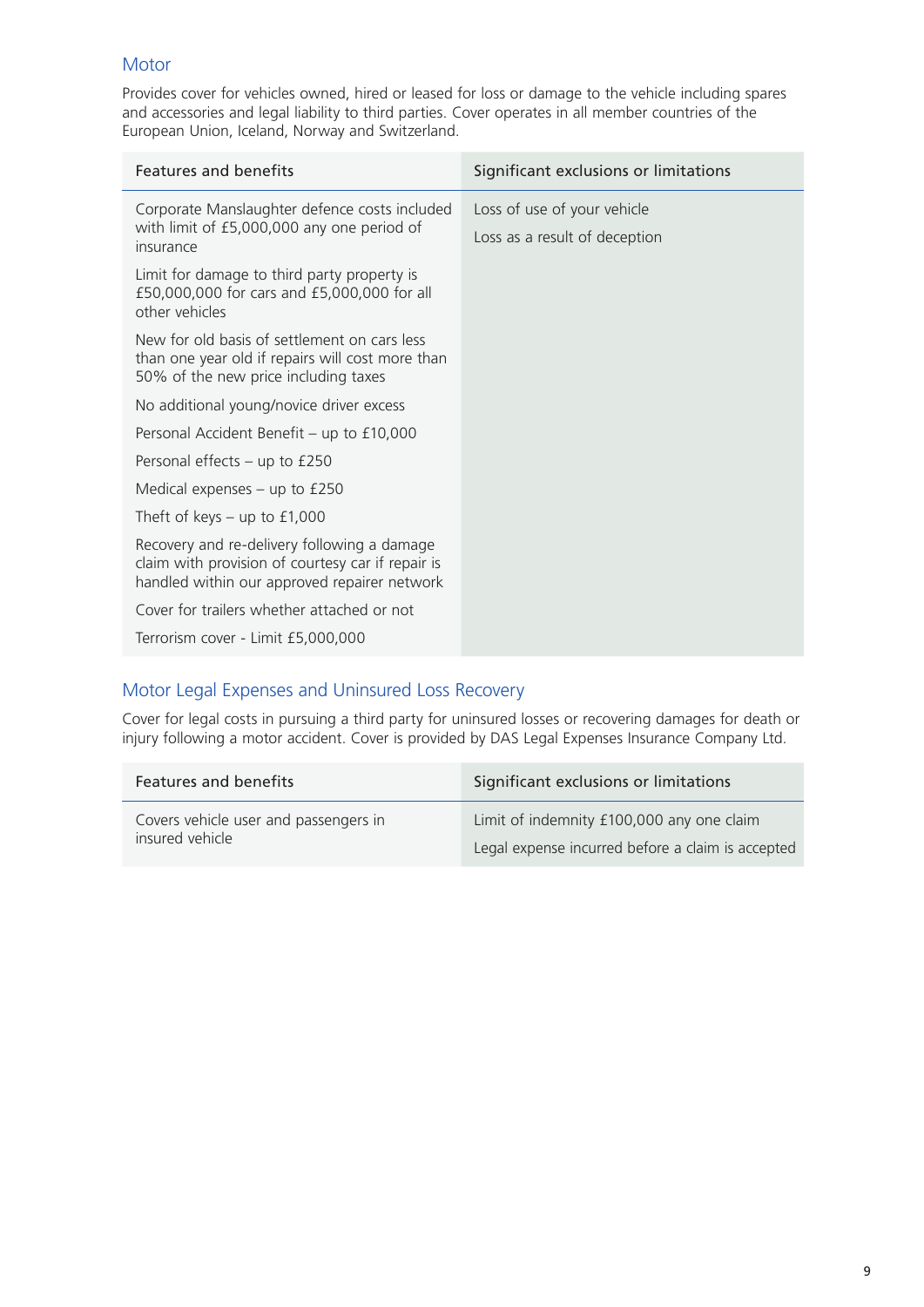## Motor

Provides cover for vehicles owned, hired or leased for loss or damage to the vehicle including spares and accessories and legal liability to third parties. Cover operates in all member countries of the European Union, Iceland, Norway and Switzerland.

| Features and benefits | Significant exclusions or limitations |
|---|---|
| Corporate Manslaughter defence costs included with limit of £5,000,000 any one period of insurance | Loss of use of your vehicle |
| Limit for damage to third party property is £50,000,000 for cars and £5,000,000 for all other vehicles | Loss as a result of deception |
| New for old basis of settlement on cars less than one year old if repairs will cost more than 50% of the new price including taxes | |
| No additional young/novice driver excess | |
| Personal Accident Benefit – up to £10,000 | |
| Personal effects – up to £250 | |
| Medical expenses – up to £250 | |
| Theft of keys – up to £1,000 | |
| Recovery and re-delivery following a damage claim with provision of courtesy car if repair is handled within our approved repairer network | |
| Cover for trailers whether attached or not | |
| Terrorism cover - Limit £5,000,000 | |

## Motor Legal Expenses and Uninsured Loss Recovery

Cover for legal costs in pursuing a third party for uninsured losses or recovering damages for death or injury following a motor accident. Cover is provided by DAS Legal Expenses Insurance Company Ltd.

| Features and benefits | Significant exclusions or limitations |
|---|---|
| Covers vehicle user and passengers in insured vehicle | Limit of indemnity £100,000 any one claim |
| | Legal expense incurred before a claim is accepted |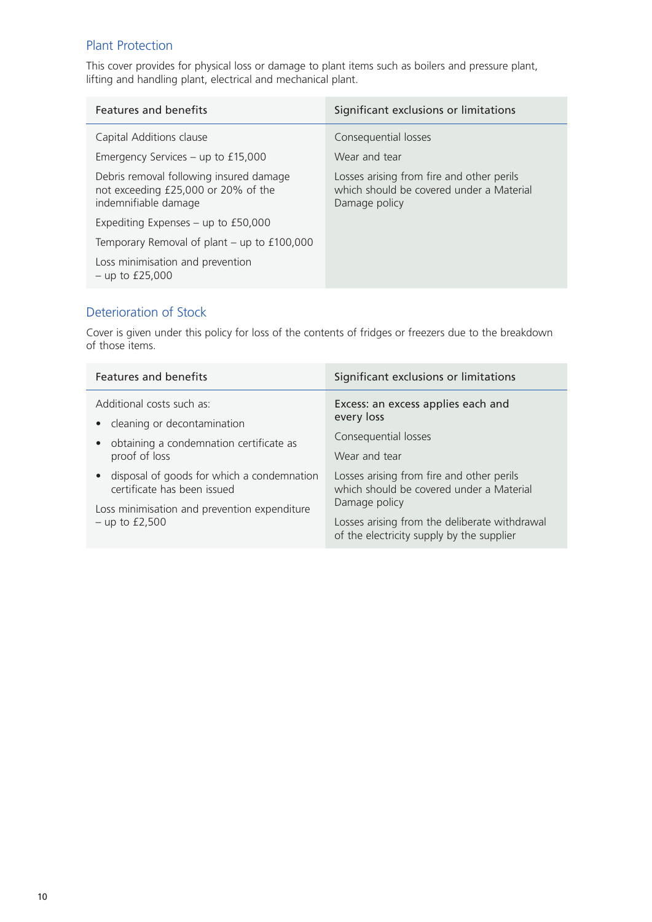## Plant Protection

This cover provides for physical loss or damage to plant items such as boilers and pressure plant, lifting and handling plant, electrical and mechanical plant.

| Features and benefits | Significant exclusions or limitations |
| --- | --- |
| Capital Additions clause | Consequential losses |
| Emergency Services – up to £15,000 | Wear and tear |
| Debris removal following insured damage not exceeding £25,000 or 20% of the indemnifiable damage | Losses arising from fire and other perils which should be covered under a Material Damage policy |
| Expediting Expenses – up to £50,000 | |
| Temporary Removal of plant – up to £100,000 | |
| Loss minimisation and prevention – up to £25,000 | |

## Deterioration of Stock

Cover is given under this policy for loss of the contents of fridges or freezers due to the breakdown of those items.

| Features and benefits | Significant exclusions or limitations |
| --- | --- |
| Additional costs such as:<br>• cleaning or decontamination<br>• obtaining a condemnation certificate as proof of loss<br>• disposal of goods for which a condemnation certificate has been issued | Excess: an excess applies each and every loss |
| Loss minimisation and prevention expenditure – up to £2,500 | Consequential losses |
| | Wear and tear |
| | Losses arising from fire and other perils which should be covered under a Material Damage policy |
| | Losses arising from the deliberate withdrawal of the electricity supply by the supplier |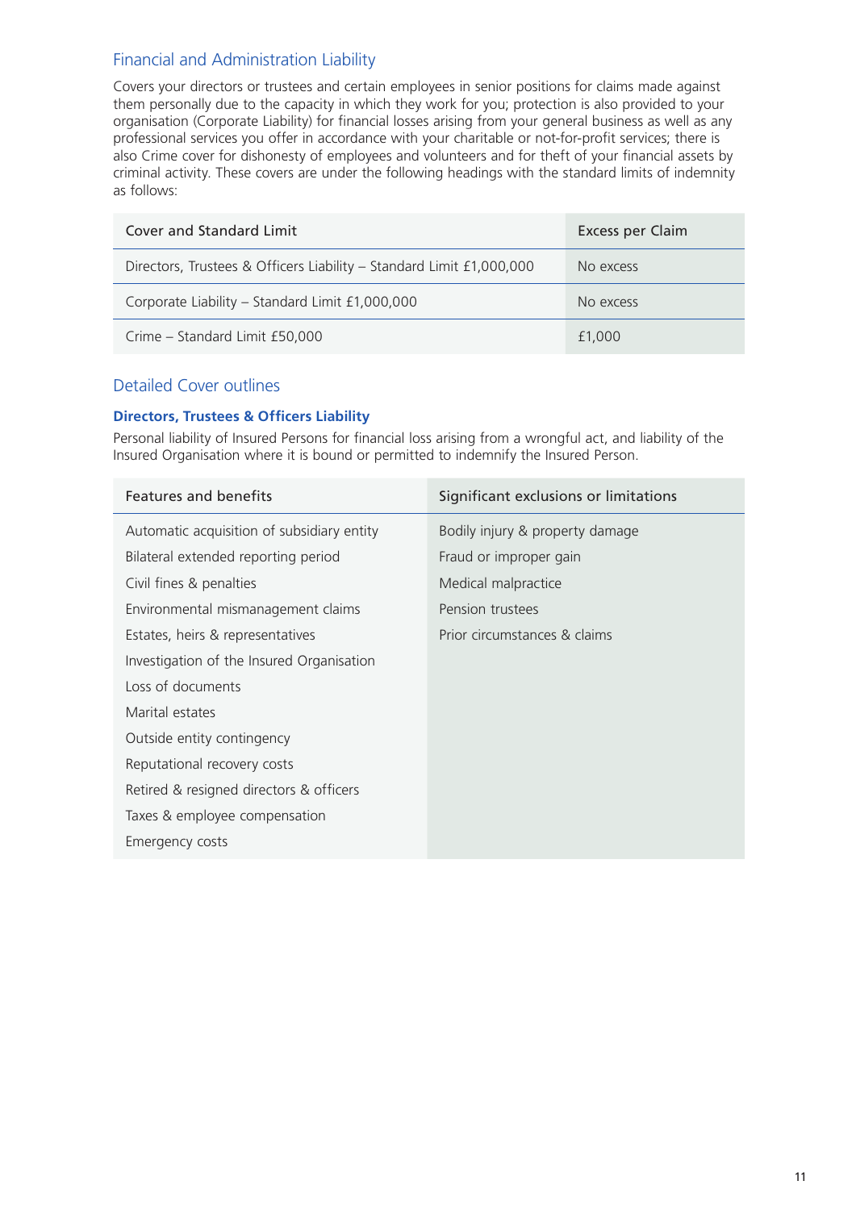## Financial and Administration Liability

Covers your directors or trustees and certain employees in senior positions for claims made against them personally due to the capacity in which they work for you; protection is also provided to your organisation (Corporate Liability) for financial losses arising from your general business as well as any professional services you offer in accordance with your charitable or not-for-profit services; there is also Crime cover for dishonesty of employees and volunteers and for theft of your financial assets by criminal activity. These covers are under the following headings with the standard limits of indemnity as follows:

| Cover and Standard Limit | Excess per Claim |
|---|---|
| Directors, Trustees & Officers Liability – Standard Limit £1,000,000 | No excess |
| Corporate Liability – Standard Limit £1,000,000 | No excess |
| Crime – Standard Limit £50,000 | £1,000 |

## Detailed Cover outlines

### Directors, Trustees & Officers Liability

Personal liability of Insured Persons for financial loss arising from a wrongful act, and liability of the Insured Organisation where it is bound or permitted to indemnify the Insured Person.

| Features and benefits | Significant exclusions or limitations |
|---|---|
| Automatic acquisition of subsidiary entity | Bodily injury & property damage |
| Bilateral extended reporting period | Fraud or improper gain |
| Civil fines & penalties | Medical malpractice |
| Environmental mismanagement claims | Pension trustees |
| Estates, heirs & representatives | Prior circumstances & claims |
| Investigation of the Insured Organisation | |
| Loss of documents | |
| Marital estates | |
| Outside entity contingency | |
| Reputational recovery costs | |
| Retired & resigned directors & officers | |
| Taxes & employee compensation | |
| Emergency costs | |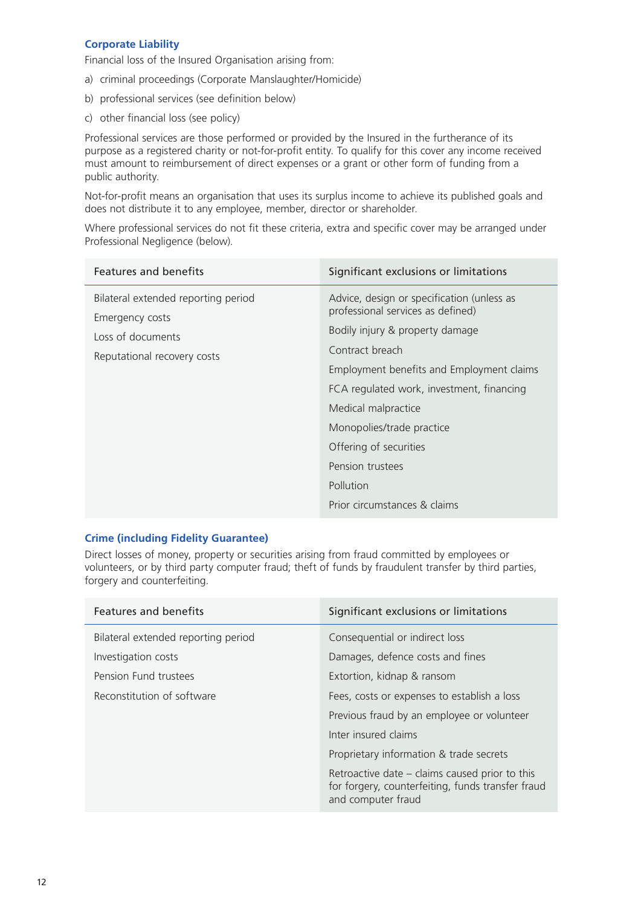## Corporate Liability

Financial loss of the Insured Organisation arising from:

a) criminal proceedings (Corporate Manslaughter/Homicide)

b) professional services (see definition below)

c) other financial loss (see policy)

Professional services are those performed or provided by the Insured in the furtherance of its purpose as a registered charity or not-for-profit entity. To qualify for this cover any income received must amount to reimbursement of direct expenses or a grant or other form of funding from a public authority.

Not-for-profit means an organisation that uses its surplus income to achieve its published goals and does not distribute it to any employee, member, director or shareholder.

Where professional services do not fit these criteria, extra and specific cover may be arranged under Professional Negligence (below).

| Features and benefits | Significant exclusions or limitations |
|---|---|
| Bilateral extended reporting period | Advice, design or specification (unless as professional services as defined) |
| Emergency costs | Bodily injury & property damage |
| Loss of documents | Contract breach |
| Reputational recovery costs | Employment benefits and Employment claims |
| | FCA regulated work, investment, financing |
| | Medical malpractice |
| | Monopolies/trade practice |
| | Offering of securities |
| | Pension trustees |
| | Pollution |
| | Prior circumstances & claims |

## Crime (including Fidelity Guarantee)

Direct losses of money, property or securities arising from fraud committed by employees or volunteers, or by third party computer fraud; theft of funds by fraudulent transfer by third parties, forgery and counterfeiting.

| Features and benefits | Significant exclusions or limitations |
|---|---|
| Bilateral extended reporting period | Consequential or indirect loss |
| Investigation costs | Damages, defence costs and fines |
| Pension Fund trustees | Extortion, kidnap & ransom |
| Reconstitution of software | Fees, costs or expenses to establish a loss |
| | Previous fraud by an employee or volunteer |
| | Inter insured claims |
| | Proprietary information & trade secrets |
| | Retroactive date – claims caused prior to this for forgery, counterfeiting, funds transfer fraud and computer fraud |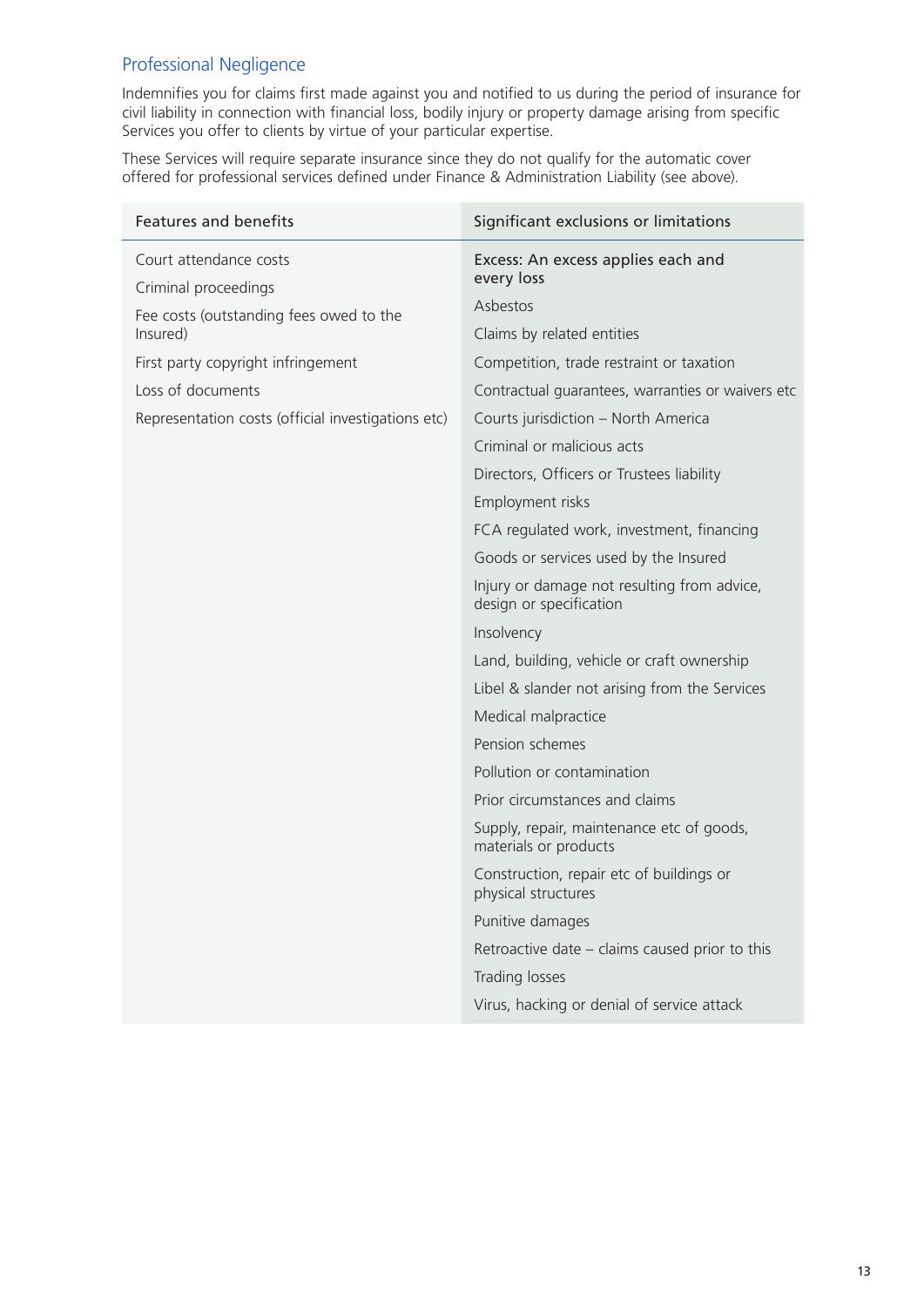## Professional Negligence

Indemnifies you for claims first made against you and notified to us during the period of insurance for civil liability in connection with financial loss, bodily injury or property damage arising from specific Services you offer to clients by virtue of your particular expertise.

These Services will require separate insurance since they do not qualify for the automatic cover offered for professional services defined under Finance & Administration Liability (see above).

| Features and benefits | Significant exclusions or limitations |
|---|---|
| Court attendance costs | Excess: An excess applies each and every loss |
| Criminal proceedings | Asbestos |
| Fee costs (outstanding fees owed to the Insured) | Claims by related entities |
| First party copyright infringement | Competition, trade restraint or taxation |
| Loss of documents | Contractual guarantees, warranties or waivers etc |
| Representation costs (official investigations etc) | Courts jurisdiction – North America |
| | Criminal or malicious acts |
| | Directors, Officers or Trustees liability |
| | Employment risks |
| | FCA regulated work, investment, financing |
| | Goods or services used by the Insured |
| | Injury or damage not resulting from advice, design or specification |
| | Insolvency |
| | Land, building, vehicle or craft ownership |
| | Libel & slander not arising from the Services |
| | Medical malpractice |
| | Pension schemes |
| | Pollution or contamination |
| | Prior circumstances and claims |
| | Supply, repair, maintenance etc of goods, materials or products |
| | Construction, repair etc of buildings or physical structures |
| | Punitive damages |
| | Retroactive date – claims caused prior to this |
| | Trading losses |
| | Virus, hacking or denial of service attack |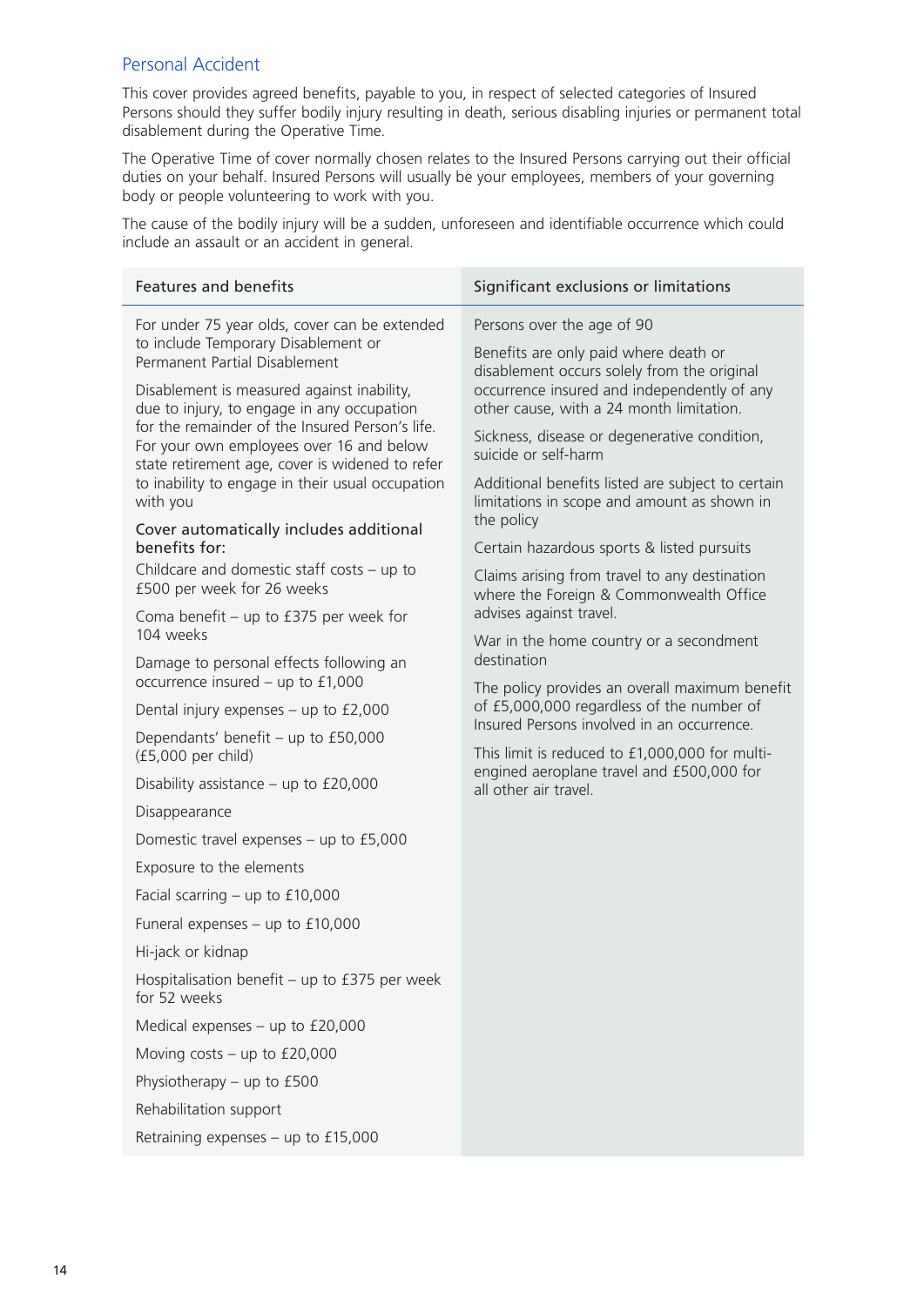## Personal Accident

This cover provides agreed benefits, payable to you, in respect of selected categories of Insured Persons should they suffer bodily injury resulting in death, serious disabling injuries or permanent total disablement during the Operative Time.

The Operative Time of cover normally chosen relates to the Insured Persons carrying out their official duties on your behalf. Insured Persons will usually be your employees, members of your governing body or people volunteering to work with you.

The cause of the bodily injury will be a sudden, unforeseen and identifiable occurrence which could include an assault or an accident in general.

| Features and benefits | Significant exclusions or limitations |
|---|---|
| For under 75 year olds, cover can be extended to include Temporary Disablement or Permanent Partial Disablement<br><br>Disablement is measured against inability, due to injury, to engage in any occupation for the remainder of the Insured Person's life. For your own employees over 16 and below state retirement age, cover is widened to refer to inability to engage in their usual occupation with you<br><br>Cover automatically includes additional benefits for:<br><br>Childcare and domestic staff costs – up to £500 per week for 26 weeks<br><br>Coma benefit – up to £375 per week for 104 weeks<br><br>Damage to personal effects following an occurrence insured – up to £1,000<br><br>Dental injury expenses – up to £2,000<br><br>Dependants' benefit – up to £50,000 (£5,000 per child)<br><br>Disability assistance – up to £20,000<br><br>Disappearance<br><br>Domestic travel expenses – up to £5,000<br><br>Exposure to the elements<br><br>Facial scarring – up to £10,000<br><br>Funeral expenses – up to £10,000<br><br>Hi-jack or kidnap<br><br>Hospitalisation benefit – up to £375 per week for 52 weeks<br><br>Medical expenses – up to £20,000<br><br>Moving costs – up to £20,000<br><br>Physiotherapy – up to £500<br><br>Rehabilitation support<br><br>Retraining expenses – up to £15,000 | Persons over the age of 90<br><br>Benefits are only paid where death or disablement occurs solely from the original occurrence insured and independently of any other cause, with a 24 month limitation.<br><br>Sickness, disease or degenerative condition, suicide or self-harm<br><br>Additional benefits listed are subject to certain limitations in scope and amount as shown in the policy<br><br>Certain hazardous sports & listed pursuits<br><br>Claims arising from travel to any destination where the Foreign & Commonwealth Office advises against travel.<br><br>War in the home country or a secondment destination<br><br>The policy provides an overall maximum benefit of £5,000,000 regardless of the number of Insured Persons involved in an occurrence.<br><br>This limit is reduced to £1,000,000 for multi-engined aeroplane travel and £500,000 for all other air travel. |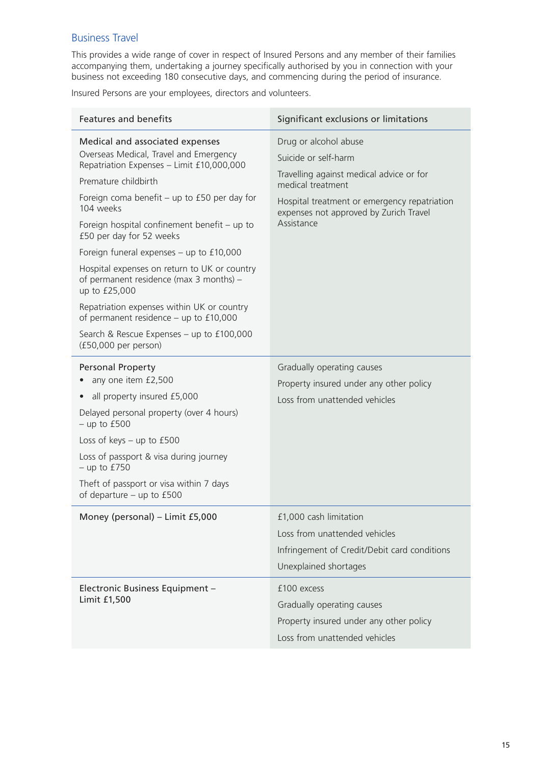## Business Travel

This provides a wide range of cover in respect of Insured Persons and any member of their families accompanying them, undertaking a journey specifically authorised by you in connection with your business not exceeding 180 consecutive days, and commencing during the period of insurance.

Insured Persons are your employees, directors and volunteers.

| Features and benefits | Significant exclusions or limitations |
|---|---|
| Medical and associated expenses<br>Overseas Medical, Travel and Emergency Repatriation Expenses – Limit £10,000,000<br>Premature childbirth<br>Foreign coma benefit – up to £50 per day for 104 weeks<br>Foreign hospital confinement benefit – up to £50 per day for 52 weeks<br>Foreign funeral expenses – up to £10,000<br>Hospital expenses on return to UK or country of permanent residence (max 3 months) – up to £25,000<br>Repatriation expenses within UK or country of permanent residence – up to £10,000<br>Search & Rescue Expenses – up to £100,000 (£50,000 per person) | Drug or alcohol abuse<br>Suicide or self-harm<br>Travelling against medical advice or for medical treatment<br>Hospital treatment or emergency repatriation expenses not approved by Zurich Travel Assistance |
| Personal Property<br>• any one item £2,500<br>• all property insured £5,000<br>Delayed personal property (over 4 hours) – up to £500<br>Loss of keys – up to £500<br>Loss of passport & visa during journey – up to £750<br>Theft of passport or visa within 7 days of departure – up to £500 | Gradually operating causes<br>Property insured under any other policy<br>Loss from unattended vehicles |
| Money (personal) – Limit £5,000 | £1,000 cash limitation<br>Loss from unattended vehicles<br>Infringement of Credit/Debit card conditions<br>Unexplained shortages |
| Electronic Business Equipment – Limit £1,500 | £100 excess<br>Gradually operating causes<br>Property insured under any other policy<br>Loss from unattended vehicles |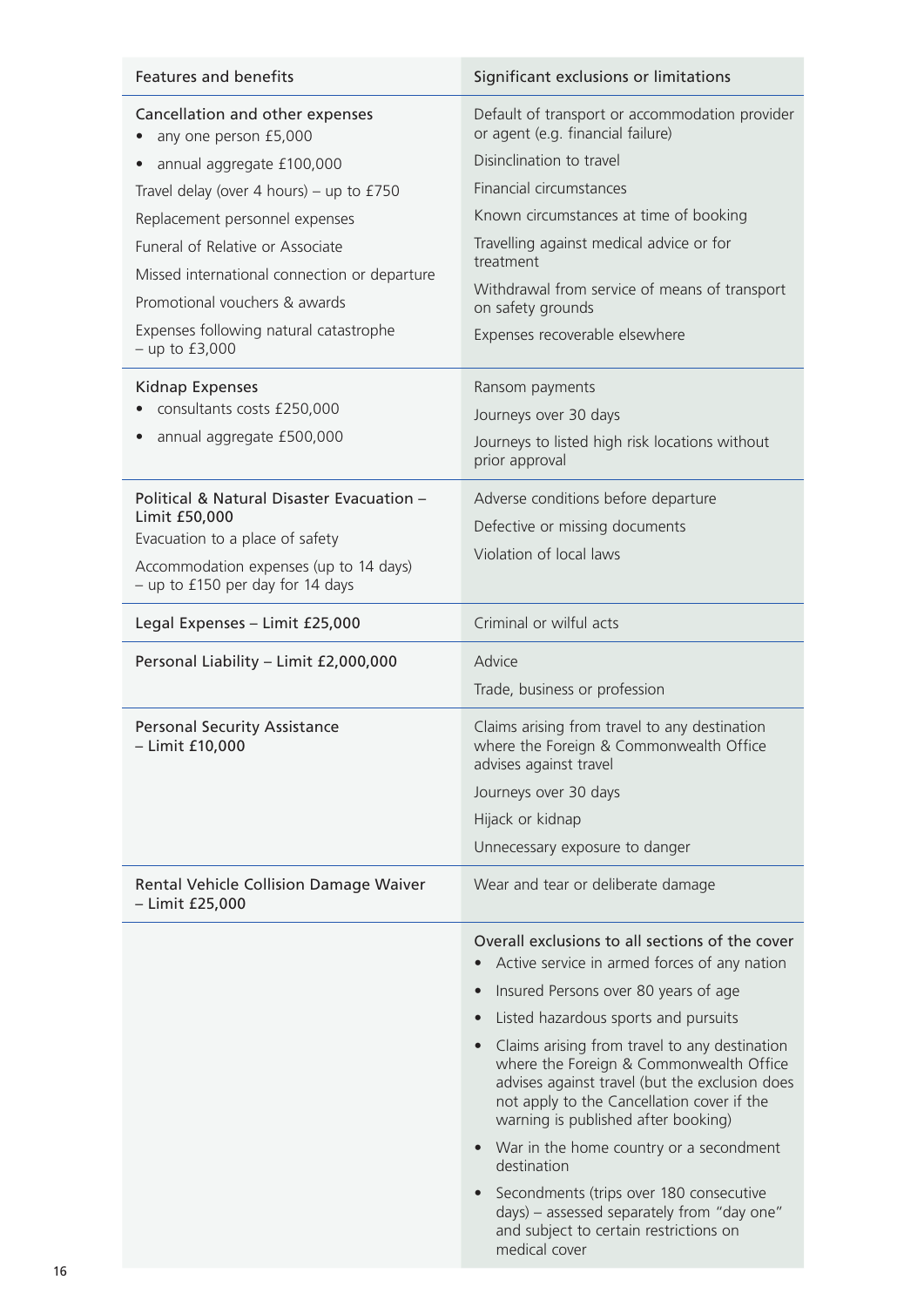| Features and benefits | Significant exclusions or limitations |
| --- | --- |
| Cancellation and other expenses<br>• any one person £5,000<br>• annual aggregate £100,000<br>Travel delay (over 4 hours) – up to £750<br>Replacement personnel expenses<br>Funeral of Relative or Associate<br>Missed international connection or departure<br>Promotional vouchers & awards<br>Expenses following natural catastrophe – up to £3,000 | Default of transport or accommodation provider or agent (e.g. financial failure)<br>Disinclination to travel<br>Financial circumstances<br>Known circumstances at time of booking<br>Travelling against medical advice or for treatment<br>Withdrawal from service of means of transport on safety grounds<br>Expenses recoverable elsewhere |
| Kidnap Expenses<br>• consultants costs £250,000<br>• annual aggregate £500,000 | Ransom payments<br>Journeys over 30 days<br>Journeys to listed high risk locations without prior approval |
| Political & Natural Disaster Evacuation – Limit £50,000<br>Evacuation to a place of safety<br>Accommodation expenses (up to 14 days) – up to £150 per day for 14 days | Adverse conditions before departure<br>Defective or missing documents<br>Violation of local laws |
| Legal Expenses – Limit £25,000 | Criminal or wilful acts |
| Personal Liability – Limit £2,000,000 | Advice<br>Trade, business or profession |
| Personal Security Assistance – Limit £10,000 | Claims arising from travel to any destination where the Foreign & Commonwealth Office advises against travel<br>Journeys over 30 days<br>Hijack or kidnap<br>Unnecessary exposure to danger |
| Rental Vehicle Collision Damage Waiver – Limit £25,000 | Wear and tear or deliberate damage |
| | Overall exclusions to all sections of the cover<br>• Active service in armed forces of any nation<br>• Insured Persons over 80 years of age<br>• Listed hazardous sports and pursuits<br>• Claims arising from travel to any destination where the Foreign & Commonwealth Office advises against travel (but the exclusion does not apply to the Cancellation cover if the warning is published after booking)<br>• War in the home country or a secondment destination<br>• Secondments (trips over 180 consecutive days) – assessed separately from "day one" and subject to certain restrictions on medical cover |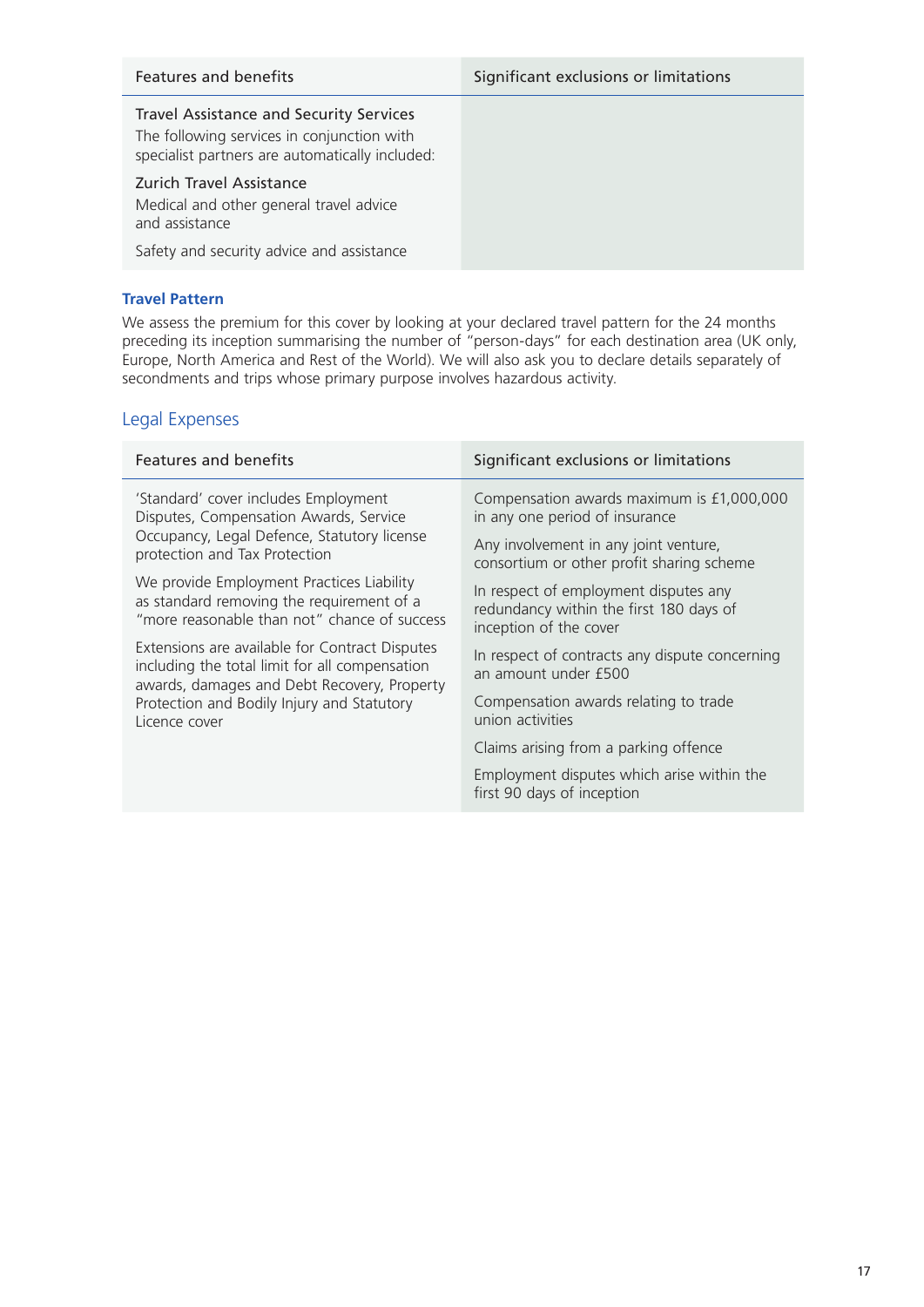| Features and benefits | Significant exclusions or limitations |
|---|---|
| Travel Assistance and Security Services<br>The following services in conjunction with specialist partners are automatically included:<br>Zurich Travel Assistance<br>Medical and other general travel advice and assistance<br>Safety and security advice and assistance | |

**Travel Pattern**

We assess the premium for this cover by looking at your declared travel pattern for the 24 months preceding its inception summarising the number of "person-days" for each destination area (UK only, Europe, North America and Rest of the World). We will also ask you to declare details separately of secondments and trips whose primary purpose involves hazardous activity.

## Legal Expenses

| Features and benefits | Significant exclusions or limitations |
|---|---|
| 'Standard' cover includes Employment Disputes, Compensation Awards, Service Occupancy, Legal Defence, Statutory license protection and Tax Protection<br>We provide Employment Practices Liability as standard removing the requirement of a "more reasonable than not" chance of success<br>Extensions are available for Contract Disputes including the total limit for all compensation awards, damages and Debt Recovery, Property Protection and Bodily Injury and Statutory Licence cover | Compensation awards maximum is £1,000,000 in any one period of insurance<br>Any involvement in any joint venture, consortium or other profit sharing scheme<br>In respect of employment disputes any redundancy within the first 180 days of inception of the cover<br>In respect of contracts any dispute concerning an amount under £500<br>Compensation awards relating to trade union activities<br>Claims arising from a parking offence<br>Employment disputes which arise within the first 90 days of inception |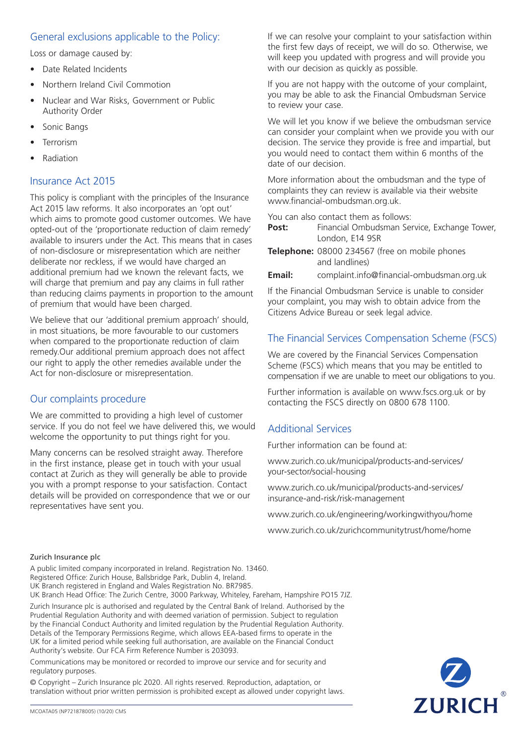## General exclusions applicable to the Policy:

Loss or damage caused by:

- Date Related Incidents
- Northern Ireland Civil Commotion
- Nuclear and War Risks, Government or Public Authority Order
- Sonic Bangs
- Terrorism
- Radiation

## Insurance Act 2015

This policy is compliant with the principles of the Insurance Act 2015 law reforms. It also incorporates an 'opt out' which aims to promote good customer outcomes. We have opted-out of the 'proportionate reduction of claim remedy' available to insurers under the Act. This means that in cases of non-disclosure or misrepresentation which are neither deliberate nor reckless, if we would have charged an additional premium had we known the relevant facts, we will charge that premium and pay any claims in full rather than reducing claims payments in proportion to the amount of premium that would have been charged.

We believe that our 'additional premium approach' should, in most situations, be more favourable to our customers when compared to the proportionate reduction of claim remedy.Our additional premium approach does not affect our right to apply the other remedies available under the Act for non-disclosure or misrepresentation.

## Our complaints procedure

We are committed to providing a high level of customer service. If you do not feel we have delivered this, we would welcome the opportunity to put things right for you.

Many concerns can be resolved straight away. Therefore in the first instance, please get in touch with your usual contact at Zurich as they will generally be able to provide you with a prompt response to your satisfaction. Contact details will be provided on correspondence that we or our representatives have sent you.

If we can resolve your complaint to your satisfaction within the first few days of receipt, we will do so. Otherwise, we will keep you updated with progress and will provide you with our decision as quickly as possible.

If you are not happy with the outcome of your complaint, you may be able to ask the Financial Ombudsman Service to review your case.

We will let you know if we believe the ombudsman service can consider your complaint when we provide you with our decision. The service they provide is free and impartial, but you would need to contact them within 6 months of the date of our decision.

More information about the ombudsman and the type of complaints they can review is available via their website www.financial-ombudsman.org.uk.

You can also contact them as follows:

**Post:** Financial Ombudsman Service, Exchange Tower, London, E14 9SR

**Telephone:** 08000 234567 (free on mobile phones and landlines)

**Email:** complaint.info@financial-ombudsman.org.uk

If the Financial Ombudsman Service is unable to consider your complaint, you may wish to obtain advice from the Citizens Advice Bureau or seek legal advice.

## The Financial Services Compensation Scheme (FSCS)

We are covered by the Financial Services Compensation Scheme (FSCS) which means that you may be entitled to compensation if we are unable to meet our obligations to you.

Further information is available on www.fscs.org.uk or by contacting the FSCS directly on 0800 678 1100.

## Additional Services

Further information can be found at:

www.zurich.co.uk/municipal/products-and-services/your-sector/social-housing

www.zurich.co.uk/municipal/products-and-services/insurance-and-risk/risk-management

www.zurich.co.uk/engineering/workingwithyou/home

www.zurich.co.uk/zurichcommunitytrust/home/home

Zurich Insurance plc

A public limited company incorporated in Ireland. Registration No. 13460.
Registered Office: Zurich House, Ballsbridge Park, Dublin 4, Ireland.
UK Branch registered in England and Wales Registration No. BR7985.
UK Branch Head Office: The Zurich Centre, 3000 Parkway, Whiteley, Fareham, Hampshire PO15 7JZ.

Zurich Insurance plc is authorised and regulated by the Central Bank of Ireland. Authorised by the Prudential Regulation Authority and with deemed variation of permission. Subject to regulation by the Financial Conduct Authority and limited regulation by the Prudential Regulation Authority. Details of the Temporary Permissions Regime, which allows EEA-based firms to operate in the UK for a limited period while seeking full authorisation, are available on the Financial Conduct Authority's website. Our FCA Firm Reference Number is 203093.

Communications may be monitored or recorded to improve our service and for security and regulatory purposes.

© Copyright – Zurich Insurance plc 2020. All rights reserved. Reproduction, adaptation, or translation without prior written permission is prohibited except as allowed under copyright laws.

MCOATA05 (NP721878005) (10/20) CMS

ZURICH®